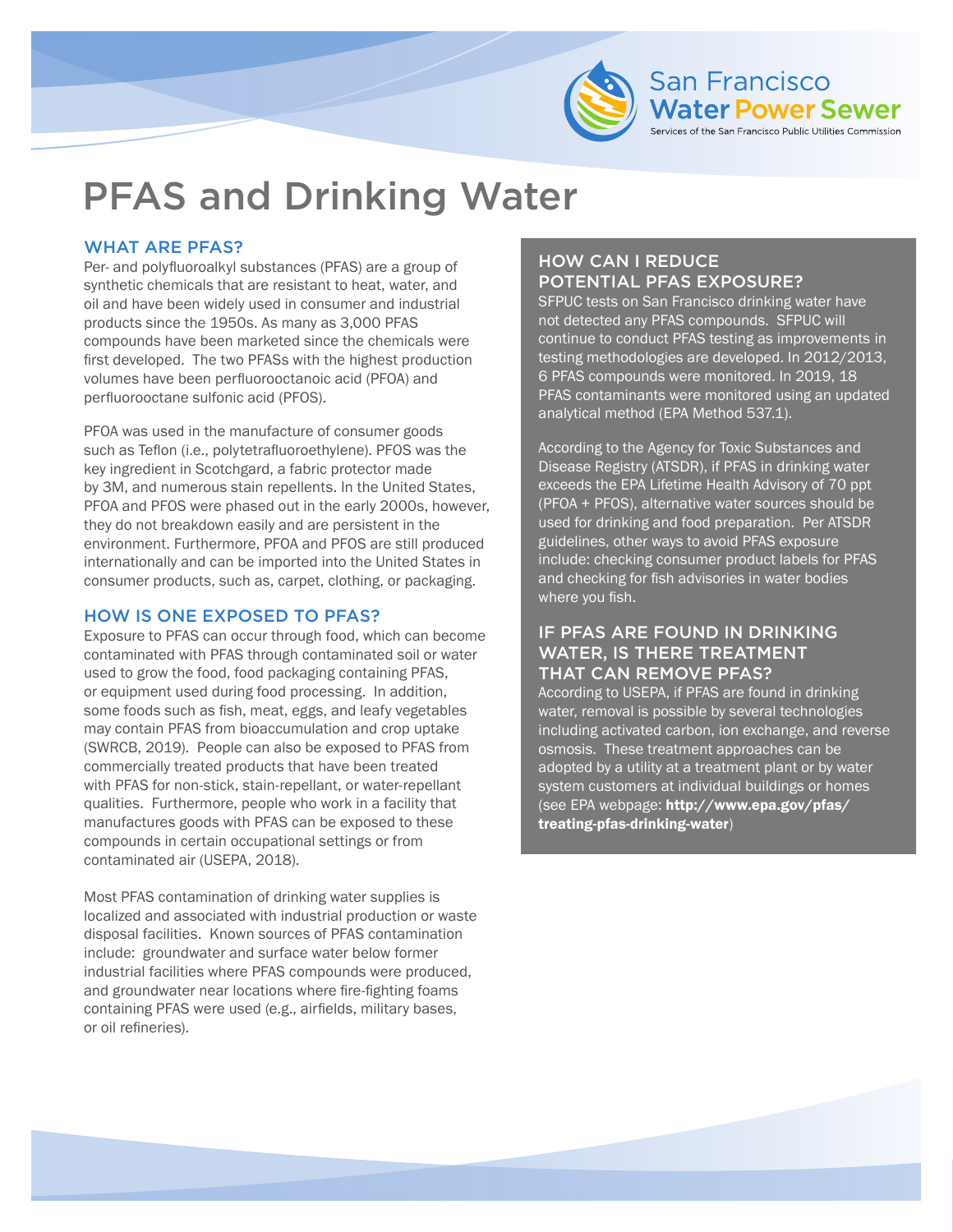San Francisco Water Power Sewer

Services of the San Francisco Public Utilities Commission

# PFAS and Drinking Water

## WHAT ARE PFAS?

Per- and polyfluoroalkyl substances (PFAS) are a group of synthetic chemicals that are resistant to heat, water, and oil and have been widely used in consumer and industrial products since the 1950s. As many as 3,000 PFAS compounds have been marketed since the chemicals were first developed. The two PFASs with the highest production volumes have been perfluorooctanoic acid (PFOA) and perfluorooctane sulfonic acid (PFOS).

PFOA was used in the manufacture of consumer goods such as Teflon (i.e., polytetrafluoroethylene). PFOS was the key ingredient in Scotchgard, a fabric protector made by 3M, and numerous stain repellents. In the United States, PFOA and PFOS were phased out in the early 2000s, however, they do not breakdown easily and are persistent in the environment. Furthermore, PFOA and PFOS are still produced internationally and can be imported into the United States in consumer products, such as, carpet, clothing, or packaging.

## HOW IS ONE EXPOSED TO PFAS?

Exposure to PFAS can occur through food, which can become contaminated with PFAS through contaminated soil or water used to grow the food, food packaging containing PFAS, or equipment used during food processing. In addition, some foods such as fish, meat, eggs, and leafy vegetables may contain PFAS from bioaccumulation and crop uptake (SWRCB, 2019). People can also be exposed to PFAS from commercially treated products that have been treated with PFAS for non-stick, stain-repellant, or water-repellant qualities. Furthermore, people who work in a facility that manufactures goods with PFAS can be exposed to these compounds in certain occupational settings or from contaminated air (USEPA, 2018).

Most PFAS contamination of drinking water supplies is localized and associated with industrial production or waste disposal facilities. Known sources of PFAS contamination include: groundwater and surface water below former industrial facilities where PFAS compounds were produced, and groundwater near locations where fire-fighting foams containing PFAS were used (e.g., airfields, military bases, or oil refineries).

## HOW CAN I REDUCE POTENTIAL PFAS EXPOSURE?

SFPUC tests on San Francisco drinking water have not detected any PFAS compounds. SFPUC will continue to conduct PFAS testing as improvements in testing methodologies are developed. In 2012/2013, 6 PFAS compounds were monitored. In 2019, 18 PFAS contaminants were monitored using an updated analytical method (EPA Method 537.1).

According to the Agency for Toxic Substances and Disease Registry (ATSDR), if PFAS in drinking water exceeds the EPA Lifetime Health Advisory of 70 ppt (PFOA + PFOS), alternative water sources should be used for drinking and food preparation. Per ATSDR guidelines, other ways to avoid PFAS exposure include: checking consumer product labels for PFAS and checking for fish advisories in water bodies where you fish.

## IF PFAS ARE FOUND IN DRINKING WATER, IS THERE TREATMENT THAT CAN REMOVE PFAS?

According to USEPA, if PFAS are found in drinking water, removal is possible by several technologies including activated carbon, ion exchange, and reverse osmosis. These treatment approaches can be adopted by a utility at a treatment plant or by water system customers at individual buildings or homes (see EPA webpage: **http://www.epa.gov/pfas/treating-pfas-drinking-water**)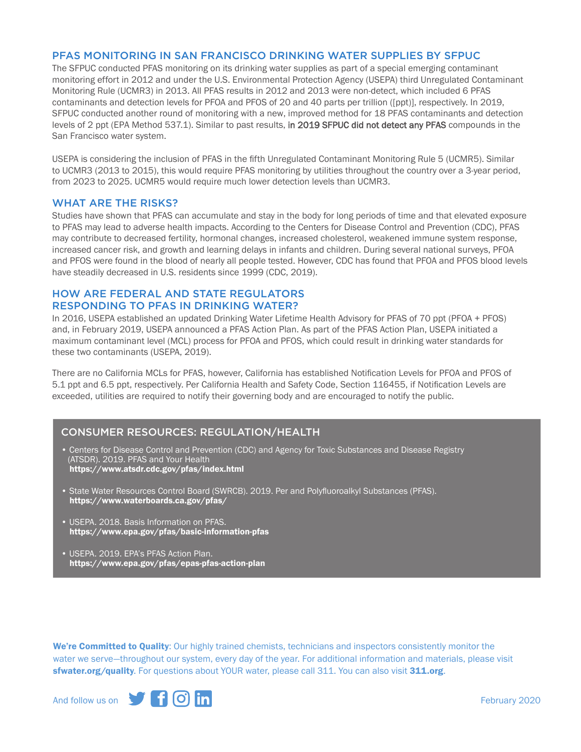## PFAS MONITORING IN SAN FRANCISCO DRINKING WATER SUPPLIES BY SFPUC

The SFPUC conducted PFAS monitoring on its drinking water supplies as part of a special emerging contaminant monitoring effort in 2012 and under the U.S. Environmental Protection Agency (USEPA) third Unregulated Contaminant Monitoring Rule (UCMR3) in 2013. All PFAS results in 2012 and 2013 were non-detect, which included 6 PFAS contaminants and detection levels for PFOA and PFOS of 20 and 40 parts per trillion ([ppt)], respectively. In 2019, SFPUC conducted another round of monitoring with a new, improved method for 18 PFAS contaminants and detection levels of 2 ppt (EPA Method 537.1). Similar to past results, in 2019 SFPUC did not detect any PFAS compounds in the San Francisco water system.

USEPA is considering the inclusion of PFAS in the fifth Unregulated Contaminant Monitoring Rule 5 (UCMR5). Similar to UCMR3 (2013 to 2015), this would require PFAS monitoring by utilities throughout the country over a 3-year period, from 2023 to 2025. UCMR5 would require much lower detection levels than UCMR3.

## WHAT ARE THE RISKS?

Studies have shown that PFAS can accumulate and stay in the body for long periods of time and that elevated exposure to PFAS may lead to adverse health impacts. According to the Centers for Disease Control and Prevention (CDC), PFAS may contribute to decreased fertility, hormonal changes, increased cholesterol, weakened immune system response, increased cancer risk, and growth and learning delays in infants and children. During several national surveys, PFOA and PFOS were found in the blood of nearly all people tested. However, CDC has found that PFOA and PFOS blood levels have steadily decreased in U.S. residents since 1999 (CDC, 2019).

## HOW ARE FEDERAL AND STATE REGULATORS RESPONDING TO PFAS IN DRINKING WATER?

In 2016, USEPA established an updated Drinking Water Lifetime Health Advisory for PFAS of 70 ppt (PFOA + PFOS) and, in February 2019, USEPA announced a PFAS Action Plan. As part of the PFAS Action Plan, USEPA initiated a maximum contaminant level (MCL) process for PFOA and PFOS, which could result in drinking water standards for these two contaminants (USEPA, 2019).

There are no California MCLs for PFAS, however, California has established Notification Levels for PFOA and PFOS of 5.1 ppt and 6.5 ppt, respectively. Per California Health and Safety Code, Section 116455, if Notification Levels are exceeded, utilities are required to notify their governing body and are encouraged to notify the public.

## CONSUMER RESOURCES: REGULATION/HEALTH

- Centers for Disease Control and Prevention (CDC) and Agency for Toxic Substances and Disease Registry (ATSDR). 2019. PFAS and Your Health
  **https://www.atsdr.cdc.gov/pfas/index.html**

- State Water Resources Control Board (SWRCB). 2019. Per and Polyfluoroalkyl Substances (PFAS).
  **https://www.waterboards.ca.gov/pfas/**

- USEPA. 2018. Basis Information on PFAS.
  **https://www.epa.gov/pfas/basic-information-pfas**

- USEPA. 2019. EPA's PFAS Action Plan.
  **https://www.epa.gov/pfas/epas-pfas-action-plan**

**We're Committed to Quality**: Our highly trained chemists, technicians and inspectors consistently monitor the water we serve—throughout our system, every day of the year. For additional information and materials, please visit **sfwater.org/quality**. For questions about YOUR water, please call 311. You can also visit **311.org**.

And follow us on

February 2020